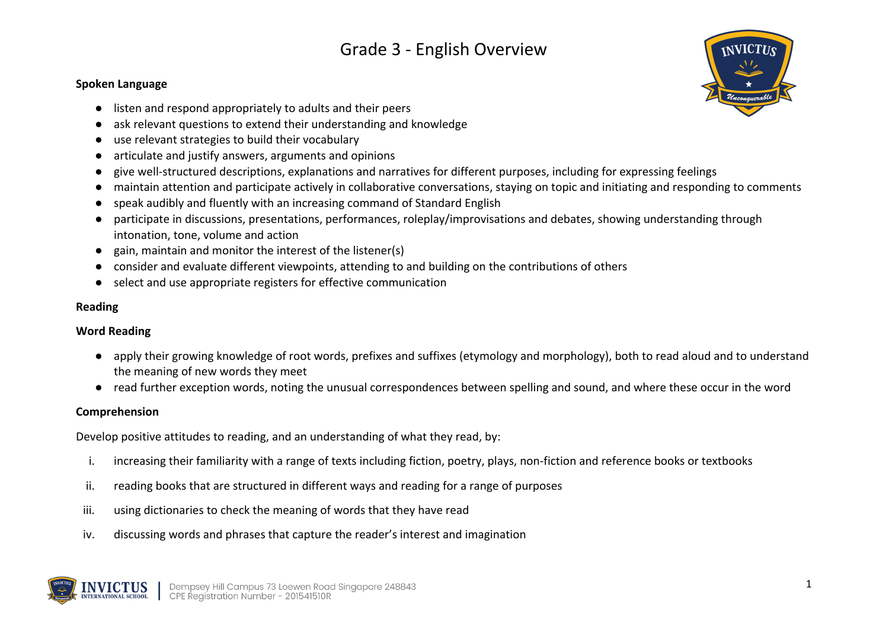# Grade 3 - English Overview

**Spoken Language**

- listen and respond appropriately to adults and their peers
- ask relevant questions to extend their understanding and knowledge
- use relevant strategies to build their vocabulary
- articulate and justify answers, arguments and opinions
- give well-structured descriptions, explanations and narratives for different purposes, including for expressing feelings
- maintain attention and participate actively in collaborative conversations, staying on topic and initiating and responding to comments
- speak audibly and fluently with an increasing command of Standard English
- participate in discussions, presentations, performances, roleplay/improvisations and debates, showing understanding through intonation, tone, volume and action
- gain, maintain and monitor the interest of the listener(s)
- consider and evaluate different viewpoints, attending to and building on the contributions of others
- select and use appropriate registers for effective communication

**Reading**

**Word Reading**

- apply their growing knowledge of root words, prefixes and suffixes (etymology and morphology), both to read aloud and to understand the meaning of new words they meet
- read further exception words, noting the unusual correspondences between spelling and sound, and where these occur in the word

**Comprehension**

Develop positive attitudes to reading, and an understanding of what they read, by:

i. increasing their familiarity with a range of texts including fiction, poetry, plays, non-fiction and reference books or textbooks

ii. reading books that are structured in different ways and reading for a range of purposes

iii. using dictionaries to check the meaning of words that they have read

iv. discussing words and phrases that capture the reader's interest and imagination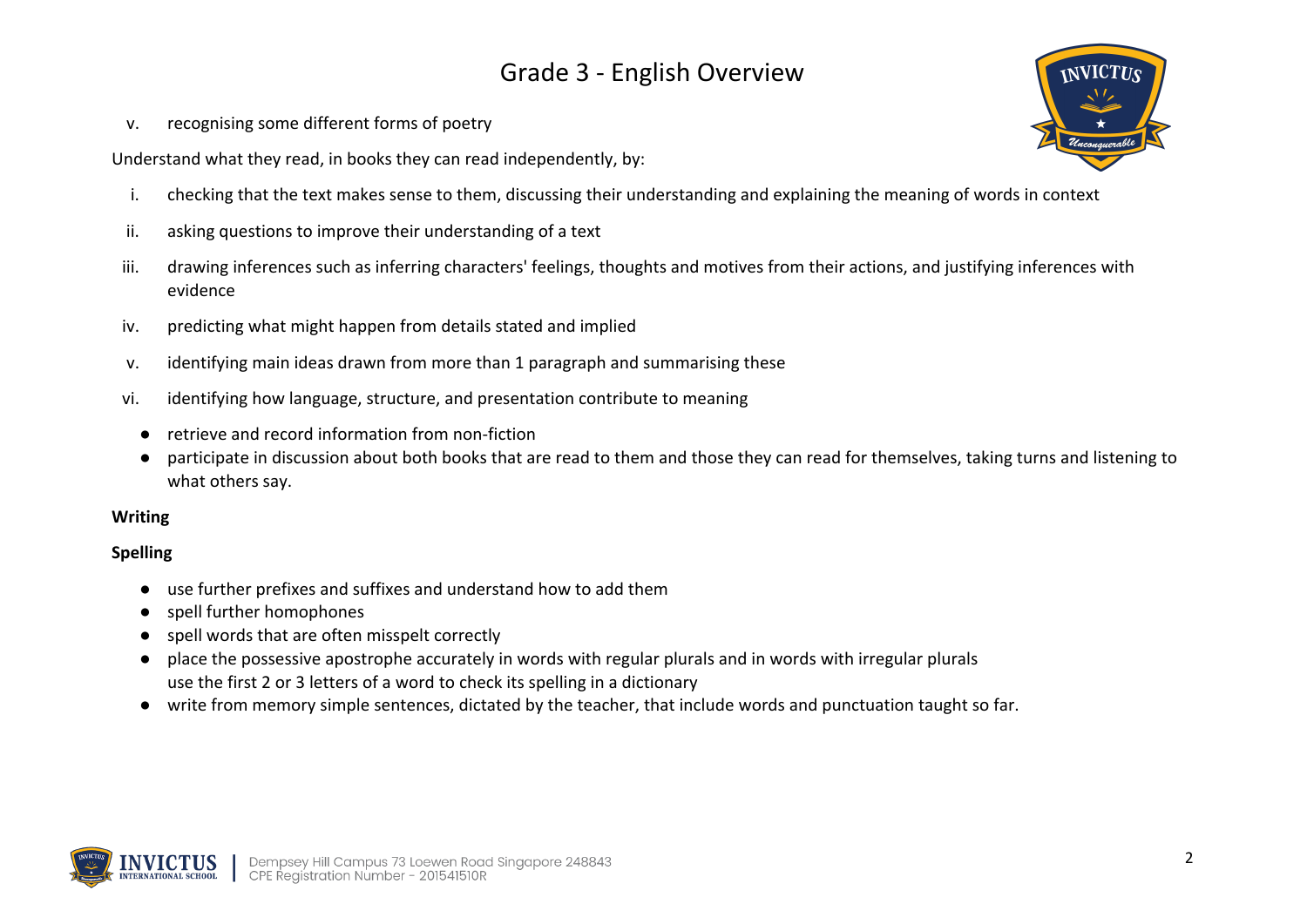v. recognising some different forms of poetry

Understand what they read, in books they can read independently, by:

i. checking that the text makes sense to them, discussing their understanding and explaining the meaning of words in context

ii. asking questions to improve their understanding of a text

iii. drawing inferences such as inferring characters' feelings, thoughts and motives from their actions, and justifying inferences with evidence

iv. predicting what might happen from details stated and implied

v. identifying main ideas drawn from more than 1 paragraph and summarising these

vi. identifying how language, structure, and presentation contribute to meaning

- retrieve and record information from non-fiction
- participate in discussion about both books that are read to them and those they can read for themselves, taking turns and listening to what others say.

**Writing**

**Spelling**

- use further prefixes and suffixes and understand how to add them
- spell further homophones
- spell words that are often misspelt correctly
- place the possessive apostrophe accurately in words with regular plurals and in words with irregular plurals
  use the first 2 or 3 letters of a word to check its spelling in a dictionary
- write from memory simple sentences, dictated by the teacher, that include words and punctuation taught so far.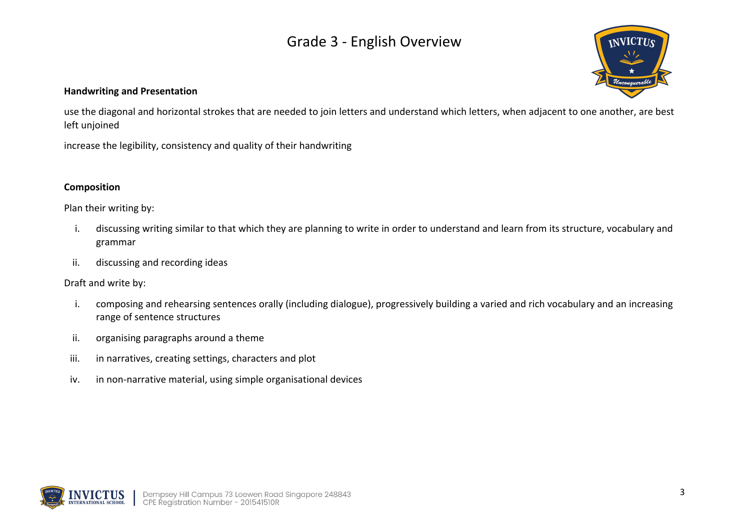# Grade 3 - English Overview

**Handwriting and Presentation**

use the diagonal and horizontal strokes that are needed to join letters and understand which letters, when adjacent to one another, are best left unjoined

increase the legibility, consistency and quality of their handwriting

**Composition**

Plan their writing by:

i. discussing writing similar to that which they are planning to write in order to understand and learn from its structure, vocabulary and grammar

ii. discussing and recording ideas

Draft and write by:

i. composing and rehearsing sentences orally (including dialogue), progressively building a varied and rich vocabulary and an increasing range of sentence structures

ii. organising paragraphs around a theme

iii. in narratives, creating settings, characters and plot

iv. in non-narrative material, using simple organisational devices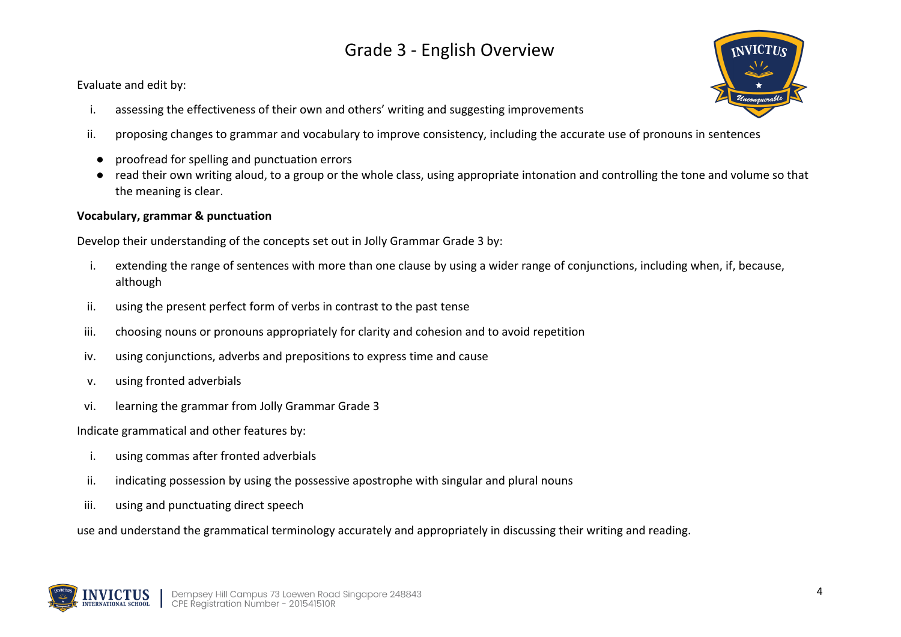# Grade 3 - English Overview

Evaluate and edit by:

i. assessing the effectiveness of their own and others' writing and suggesting improvements

ii. proposing changes to grammar and vocabulary to improve consistency, including the accurate use of pronouns in sentences

- proofread for spelling and punctuation errors
- read their own writing aloud, to a group or the whole class, using appropriate intonation and controlling the tone and volume so that the meaning is clear.

**Vocabulary, grammar & punctuation**

Develop their understanding of the concepts set out in Jolly Grammar Grade 3 by:

i. extending the range of sentences with more than one clause by using a wider range of conjunctions, including when, if, because, although

ii. using the present perfect form of verbs in contrast to the past tense

iii. choosing nouns or pronouns appropriately for clarity and cohesion and to avoid repetition

iv. using conjunctions, adverbs and prepositions to express time and cause

v. using fronted adverbials

vi. learning the grammar from Jolly Grammar Grade 3

Indicate grammatical and other features by:

i. using commas after fronted adverbials

ii. indicating possession by using the possessive apostrophe with singular and plural nouns

iii. using and punctuating direct speech

use and understand the grammatical terminology accurately and appropriately in discussing their writing and reading.